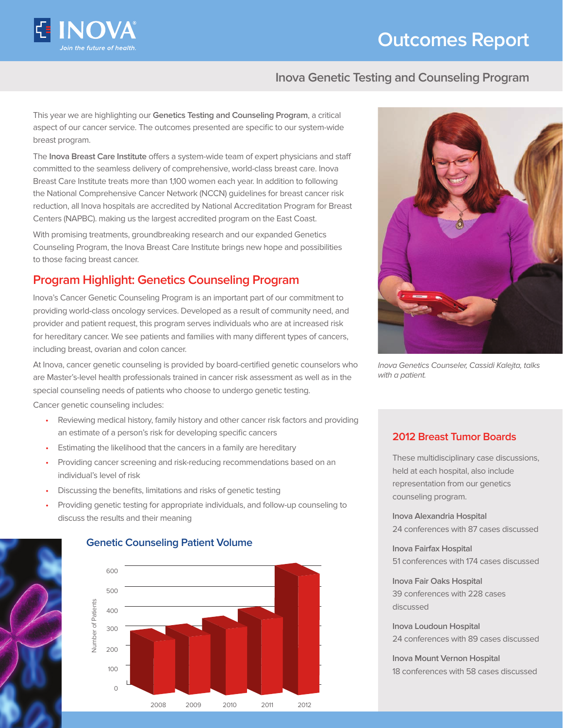# Outcomes Report

## Inova Genetic Testing and Counseling Program

This year we are highlighting our **Genetics Testing and Counseling Program**, a critical aspect of our cancer service. The outcomes presented are specific to our system-wide breast program.

The **Inova Breast Care Institute** offers a system-wide team of expert physicians and staff committed to the seamless delivery of comprehensive, world-class breast care. Inova Breast Care Institute treats more than 1,100 women each year. In addition to following the National Comprehensive Cancer Network (NCCN) guidelines for breast cancer risk reduction, all Inova hospitals are accredited by National Accreditation Program for Breast Centers (NAPBC). making us the largest accredited program on the East Coast.

With promising treatments, groundbreaking research and our expanded Genetics Counseling Program, the Inova Breast Care Institute brings new hope and possibilities to those facing breast cancer.

## Program Highlight: Genetics Counseling Program

Inova's Cancer Genetic Counseling Program is an important part of our commitment to providing world-class oncology services. Developed as a result of community need, and provider and patient request, this program serves individuals who are at increased risk for hereditary cancer. We see patients and families with many different types of cancers, including breast, ovarian and colon cancer.

At Inova, cancer genetic counseling is provided by board-certified genetic counselors who are Master's-level health professionals trained in cancer risk assessment as well as in the special counseling needs of patients who choose to undergo genetic testing.

Cancer genetic counseling includes:

- Reviewing medical history, family history and other cancer risk factors and providing an estimate of a person's risk for developing specific cancers
- Estimating the likelihood that the cancers in a family are hereditary
- Providing cancer screening and risk-reducing recommendations based on an individual's level of risk
- Discussing the benefits, limitations and risks of genetic testing
- Providing genetic testing for appropriate individuals, and follow-up counseling to discuss the results and their meaning

### Genetic Counseling Patient Volume

Number of Patients: 0, 100, 200, 300, 400, 500, 600

Years: 2008, 2009, 2010, 2011, 2012

*Inova Genetics Counseler, Cassidi Kalejta, talks with a patient.*

### 2012 Breast Tumor Boards

These multidisciplinary case discussions, held at each hospital, also include representation from our genetics counseling program.

**Inova Alexandria Hospital**
24 conferences with 87 cases discussed

**Inova Fairfax Hospital**
51 conferences with 174 cases discussed

**Inova Fair Oaks Hospital**
39 conferences with 228 cases discussed

**Inova Loudoun Hospital**
24 conferences with 89 cases discussed

**Inova Mount Vernon Hospital**
18 conferences with 58 cases discussed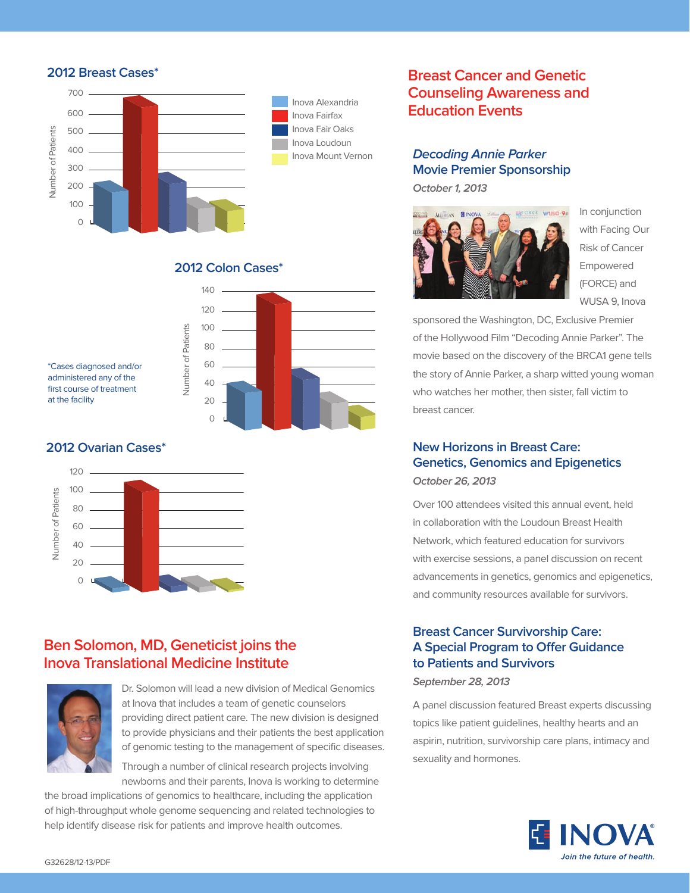## 2012 Breast Cases*

700
600
500
400
300
200
100
0

Number of Patients

Inova Alexandria
Inova Fairfax
Inova Fair Oaks
Inova Loudoun
Inova Mount Vernon

## 2012 Colon Cases*

140
120
100
80
60
40
20
0

Number of Patients

*Cases diagnosed and/or administered any of the first course of treatment at the facility

## 2012 Ovarian Cases*

120
100
80
60
40
20
0

Number of Patients

## Ben Solomon, MD, Geneticist joins the Inova Translational Medicine Institute

Dr. Solomon will lead a new division of Medical Genomics at Inova that includes a team of genetic counselors providing direct patient care. The new division is designed to provide physicians and their patients the best application of genomic testing to the management of specific diseases.

Through a number of clinical research projects involving newborns and their parents, Inova is working to determine the broad implications of genomics to healthcare, including the application of high-throughput whole genome sequencing and related technologies to help identify disease risk for patients and improve health outcomes.

## Breast Cancer and Genetic Counseling Awareness and Education Events

### *Decoding Annie Parker* Movie Premier Sponsorship

*October 1, 2013*

In conjunction with Facing Our Risk of Cancer Empowered (FORCE) and WUSA 9, Inova sponsored the Washington, DC, Exclusive Premier of the Hollywood Film "Decoding Annie Parker". The movie based on the discovery of the BRCA1 gene tells the story of Annie Parker, a sharp witted young woman who watches her mother, then sister, fall victim to breast cancer.

### New Horizons in Breast Care: Genetics, Genomics and Epigenetics

*October 26, 2013*

Over 100 attendees visited this annual event, held in collaboration with the Loudoun Breast Health Network, which featured education for survivors with exercise sessions, a panel discussion on recent advancements in genetics, genomics and epigenetics, and community resources available for survivors.

### Breast Cancer Survivorship Care: A Special Program to Offer Guidance to Patients and Survivors

*September 28, 2013*

A panel discussion featured Breast experts discussing topics like patient guidelines, healthy hearts and an aspirin, nutrition, survivorship care plans, intimacy and sexuality and hormones.

INOVA®
*Join the future of health.*

G32628/12-13/PDF